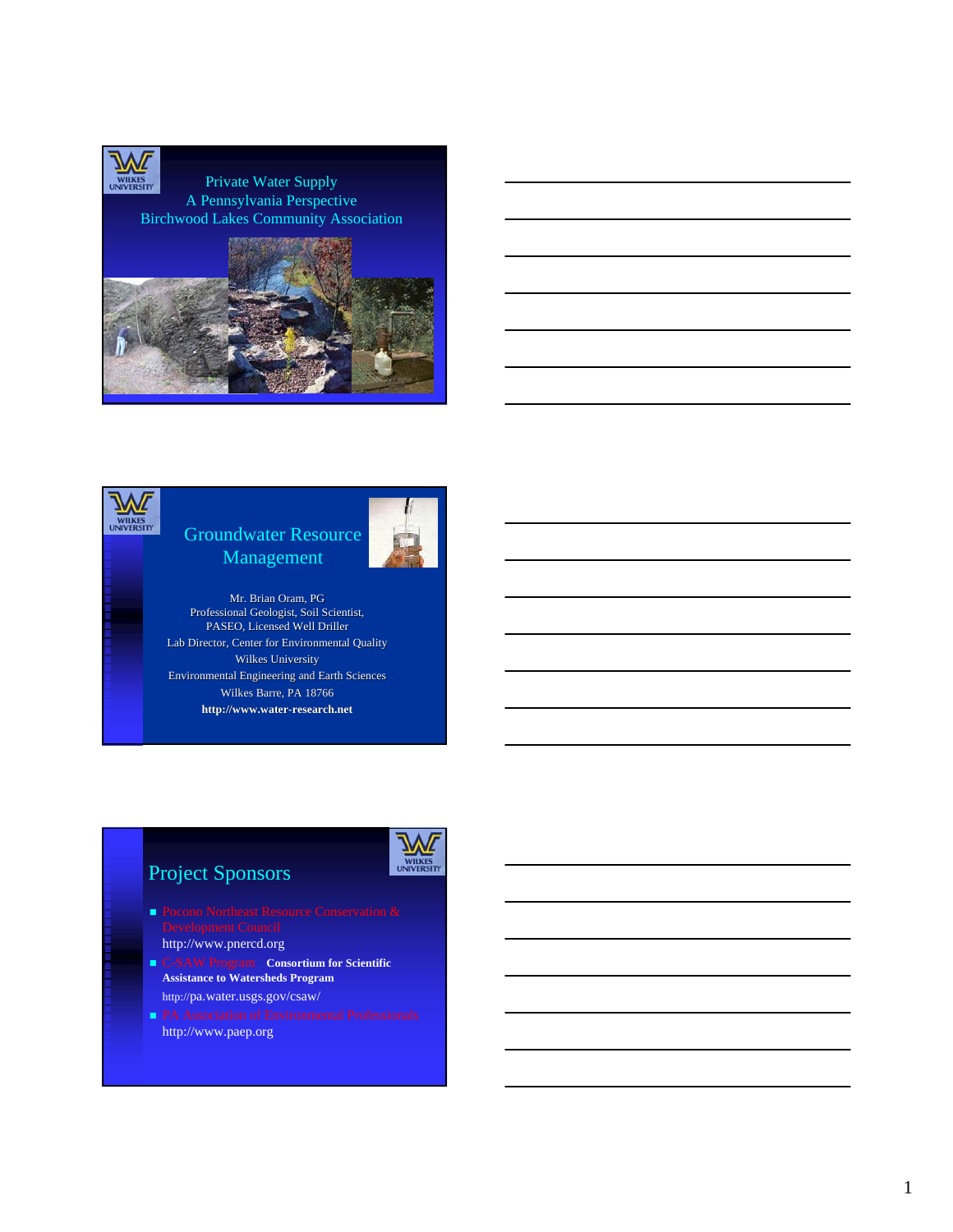# Private Water Supply
## A Pennsylvania Perspective
## Birchwood Lakes Community Association

---

# Groundwater Resource Management

Mr. Brian Oram, PG
Professional Geologist, Soil Scientist,
PASEO, Licensed Well Driller
Lab Director, Center for Environmental Quality
Wilkes University
Environmental Engineering and Earth Sciences
Wilkes Barre, PA 18766
**http://www.water-research.net**

---

# Project Sponsors

- Pocono Northeast Resource Conservation & Development Council
  http://www.pnercd.org
- C-SAW Program **Consortium for Scientific Assistance to Watersheds Program**
  http://pa.water.usgs.gov/csaw/
- PA Association of Environmental Professionals
  http://www.paep.org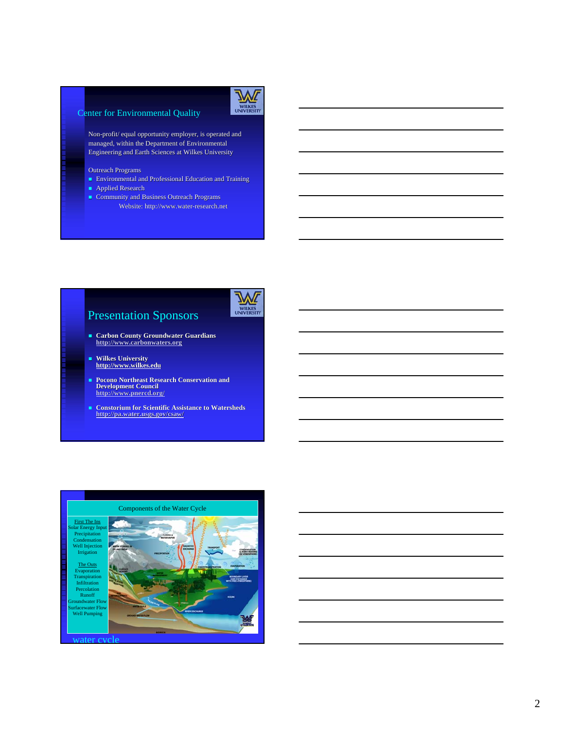## Center for Environmental Quality

WILKES UNIVERSITY

Non-profit/ equal opportunity employer, is operated and managed, within the Department of Environmental Engineering and Earth Sciences at Wilkes University

Outreach Programs

- Environmental and Professional Education and Training
- Applied Research
- Community and Business Outreach Programs

Website: http://www.water-research.net

## Presentation Sponsors

WILKES UNIVERSITY

- **Carbon County Groundwater Guardians**
  **http://www.carbonwaters.org**
- **Wilkes University**
  **http://www.wilkes.edu**
- **Pocono Northeast Research Conservation and Development Council**
  **http://www.pnercd.org/**
- **Constorium for Scientific Assistance to Watersheds**
  **http://pa.water.usgs.gov/csaw/**

## Components of the Water Cycle

First The Ins
Solar Energy Input
Precipitation
Condensation
Well Injection
Irrigation

The Outs
Evaporation
Transpiration
Infiltration
Percolation
Runoff
Groundwater Flow
Surfacewater Flow
Well Pumping

water cycle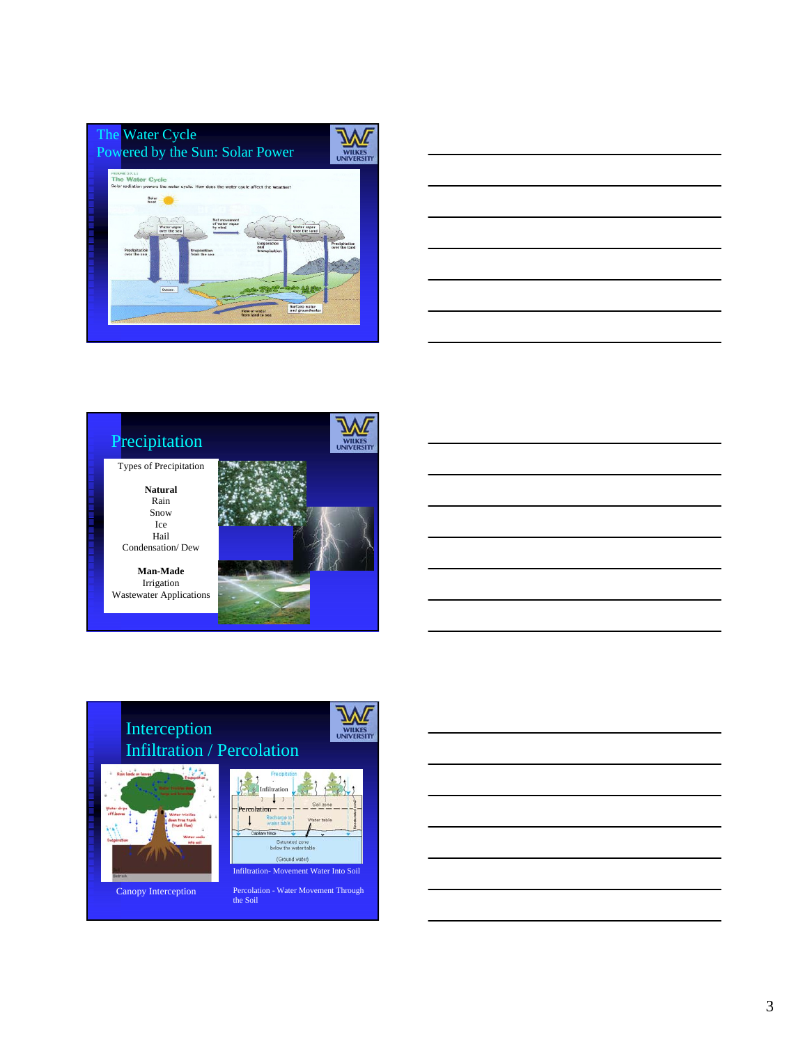## The Water Cycle
## Powered by the Sun: Solar Power

## Precipitation

Types of Precipitation

**Natural**
Rain
Snow
Ice
Hail
Condensation/ Dew

**Man-Made**
Irrigation
Wastewater Applications

## Interception
## Infiltration / Percolation

Canopy Interception

Infiltration- Movement Water Into Soil

Percolation - Water Movement Through the Soil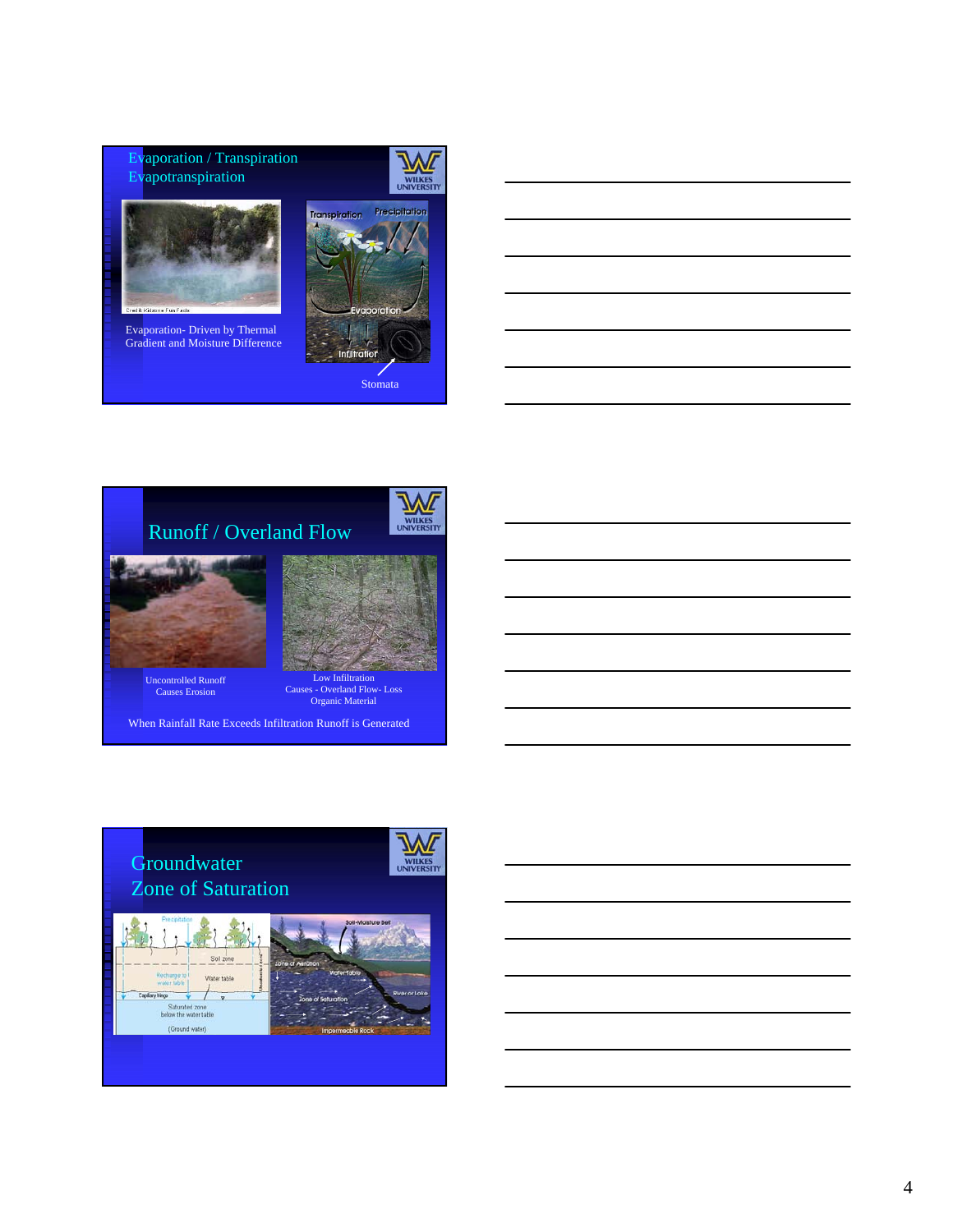## Evaporation / Transpiration
## Evapotranspiration

Evaporation- Driven by Thermal Gradient and Moisture Difference

Stomata

## Runoff / Overland Flow

Uncontrolled Runoff Causes Erosion

Low Infiltration Causes - Overland Flow- Loss Organic Material

When Rainfall Rate Exceeds Infiltration Runoff is Generated

## Groundwater
## Zone of Saturation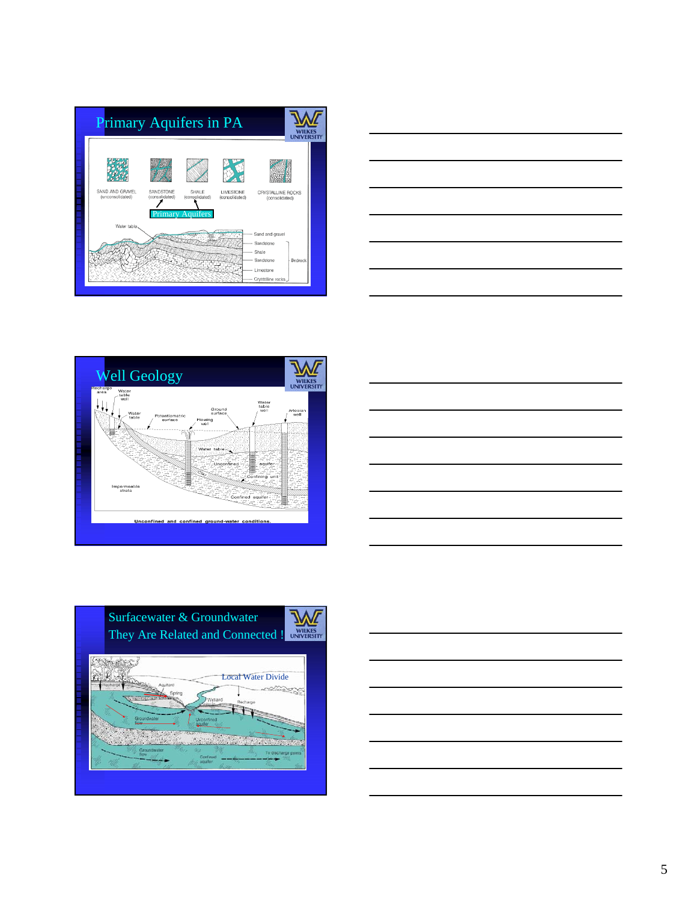## Primary Aquifers in PA

SAND AND GRAVEL (unconsolidated) | SANDSTONE (consolidated) | SHALE (consolidated) | LIMESTONE (consolidated) | CRYSTALLINE ROCKS (consolidated)

Primary Aquifers

Water table — Sand and gravel — Sandstone — Shale — Sandstone — Limestone — Crystalline rocks — Bedrock

## Well Geology

Recharge area — Water table well — Water table — Potentiometric surface — Ground surface — Flowing well — Water table well — Artesian well — Water table — Unconfined aquifer — Clay — Confining unit — Impermeable strata — Confined aquifer

Unconfined and confined ground-water conditions.

## Surfacewater & Groundwater

## They Are Related and Connected !

Local Water Divide

Recharge — Aquitard — Spring — Wetland — Recharge — Groundwater flow — Unconfined aquifer — Groundwater flow — Confined aquifer — To discharge points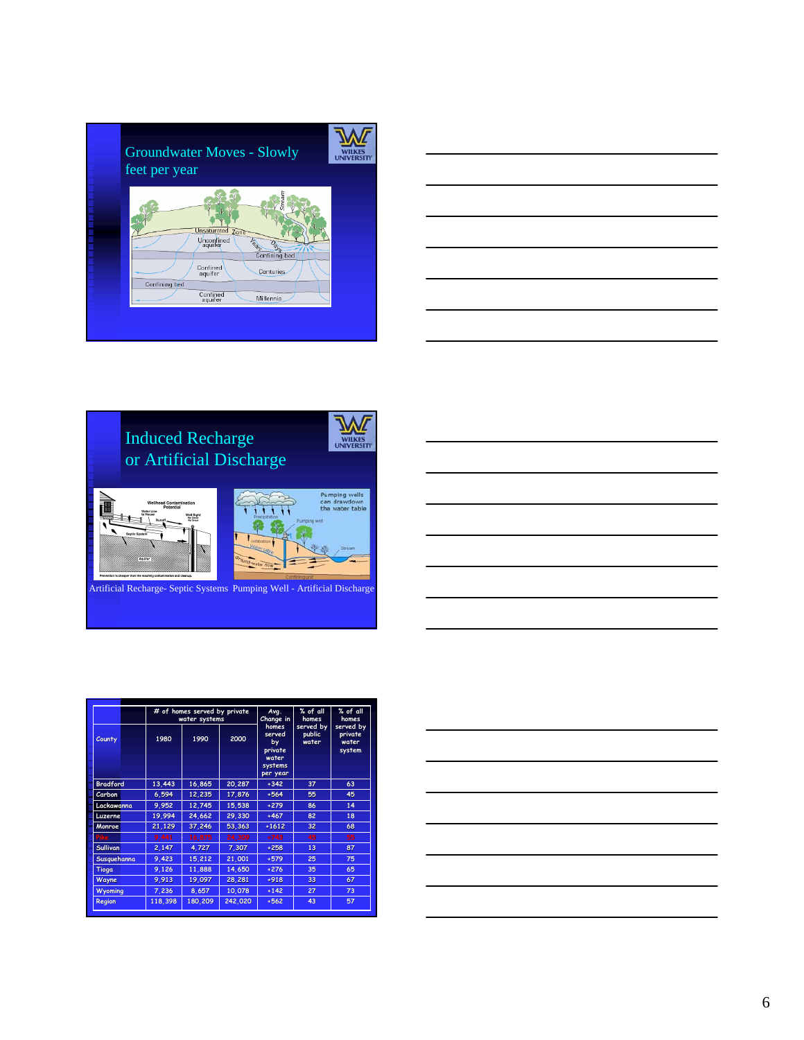## Groundwater Moves - Slowly feet per year

## Induced Recharge or Artificial Discharge

Artificial Recharge- Septic Systems Pumping Well - Artificial Discharge

| County | # of homes served by private water systems | | | Avg. Change in homes served by private water systems per year | % of all homes served by public water | % of all homes served by private water system |
|---|---|---|---|---|---|---|
| | 1980 | 1990 | 2000 | | | |
| Bradford | 13,443 | 16,865 | 20,287 | +342 | 37 | 63 |
| Carbon | 6,594 | 12,235 | 17,876 | +564 | 55 | 45 |
| Lackawanna | 9,952 | 12,745 | 15,538 | +279 | 86 | 14 |
| Luzerne | 19,994 | 24,662 | 29,330 | +467 | 82 | 18 |
| Monroe | 21,129 | 37,246 | 53,363 | +1612 | 32 | 68 |
| Pike | 9,441 | 16,875 | 24,309 | +743 | 45 | 55 |
| Sullivan | 2,147 | 4,727 | 7,307 | +258 | 13 | 87 |
| Susquehanna | 9,423 | 15,212 | 21,001 | +579 | 25 | 75 |
| Tioga | 9,126 | 11,888 | 14,650 | +276 | 35 | 65 |
| Wayne | 9,913 | 19,097 | 28,281 | +918 | 33 | 67 |
| Wyoming | 7,236 | 8,657 | 10,078 | +142 | 27 | 73 |
| Region | 118,398 | 180,209 | 242,020 | +562 | 43 | 57 |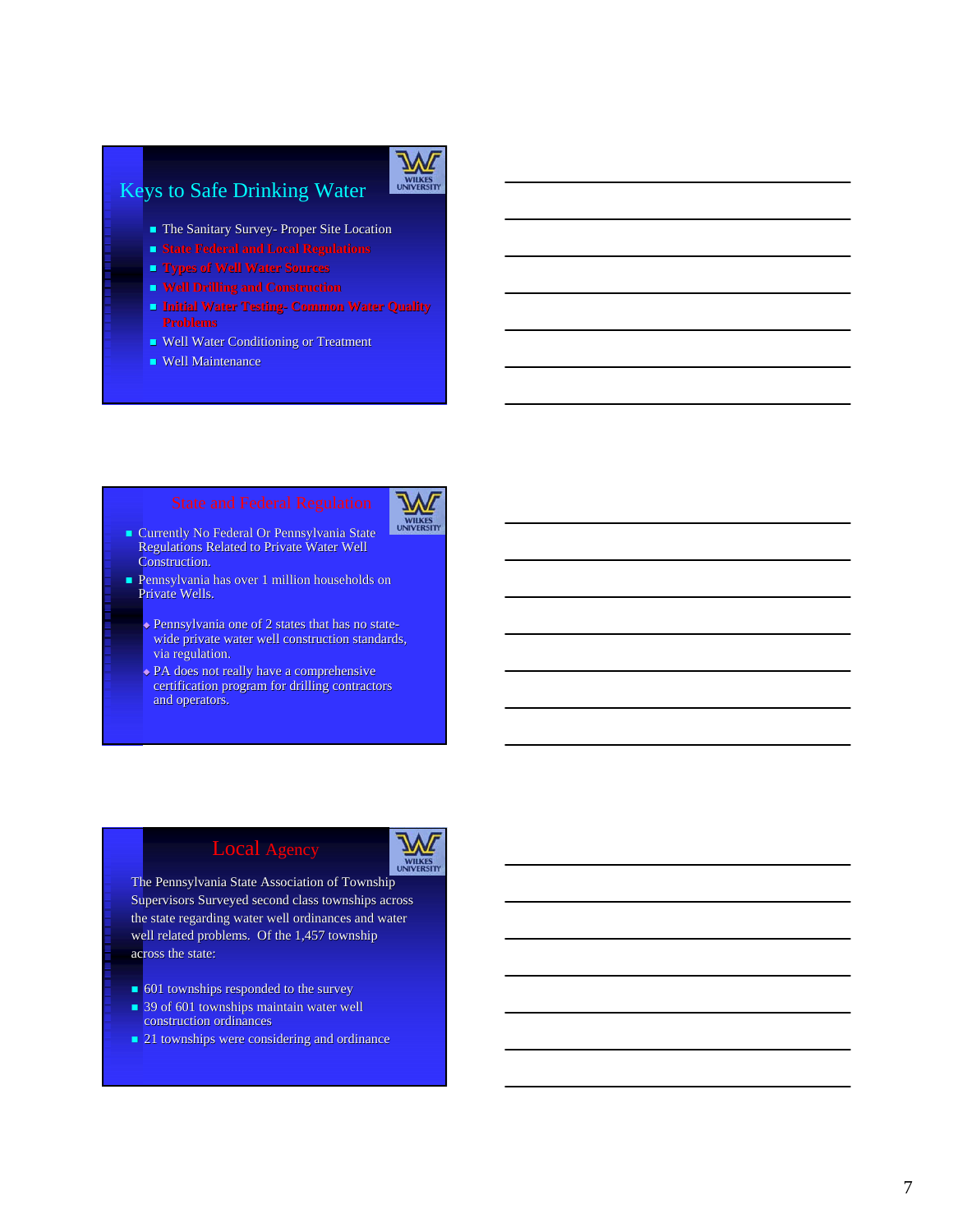## Keys to Safe Drinking Water

- The Sanitary Survey- Proper Site Location
- State Federal and Local Regulations
- Types of Well Water Sources
- Well Drilling and Construction
- Initial Water Testing- Common Water Quality Problems
- Well Water Conditioning or Treatment
- Well Maintenance

## State and Federal Regulation

- Currently No Federal Or Pennsylvania State Regulations Related to Private Water Well Construction.
- Pennsylvania has over 1 million households on Private Wells.
  - Pennsylvania one of 2 states that has no state-wide private water well construction standards, via regulation.
  - PA does not really have a comprehensive certification program for drilling contractors and operators.

## Local Agency

The Pennsylvania State Association of Township Supervisors Surveyed second class townships across the state regarding water well ordinances and water well related problems. Of the 1,457 township across the state:

- 601 townships responded to the survey
- 39 of 601 townships maintain water well construction ordinances
- 21 townships were considering and ordinance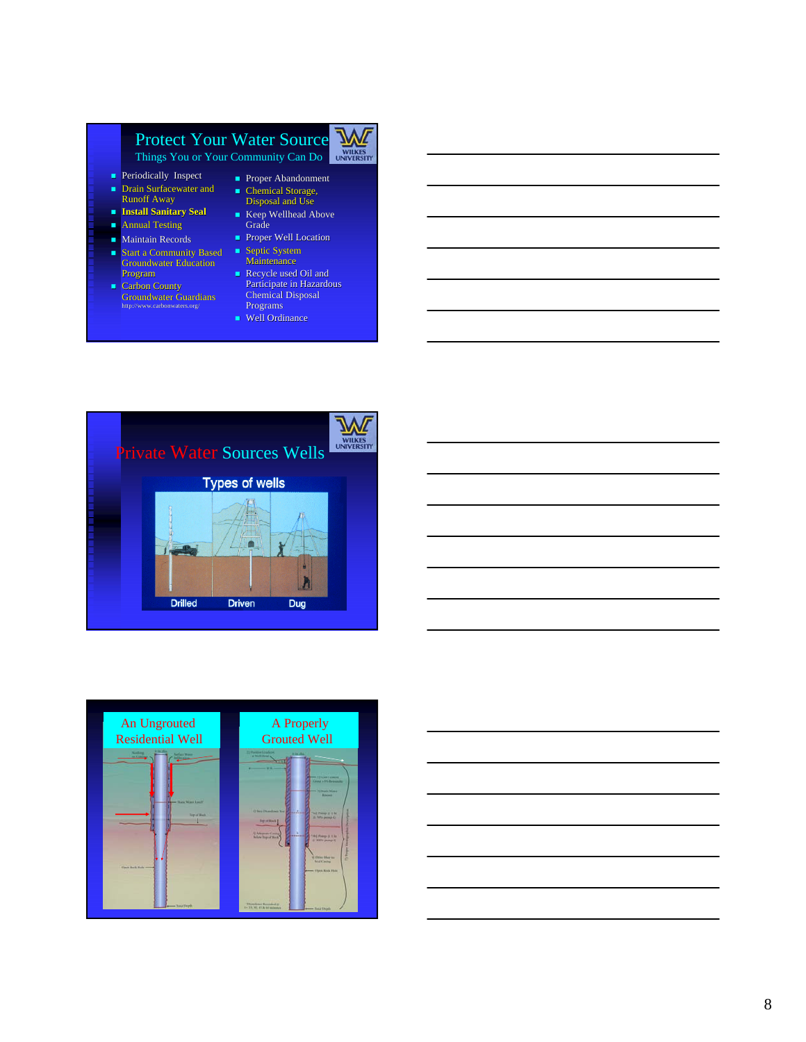## Protect Your Water Source

### Things You or Your Community Can Do

- Periodically Inspect
- Drain Surfacewater and Runoff Away
- **Install Sanitary Seal**
- Annual Testing
- Maintain Records
- Start a Community Based Groundwater Education Program
- Carbon County Groundwater Guardians http://www.carbonwaters.org/
- Proper Abandonment
- Chemical Storage, Disposal and Use
- Keep Wellhead Above Grade
- Proper Well Location
- Septic System Maintenance
- Recycle used Oil and Participate in Hazardous Chemical Disposal Programs
- Well Ordinance

---

## Private Water Sources Wells

### Types of wells

Drilled | Driven | Dug

---

An Ungrouted Residential Well

A Properly Grouted Well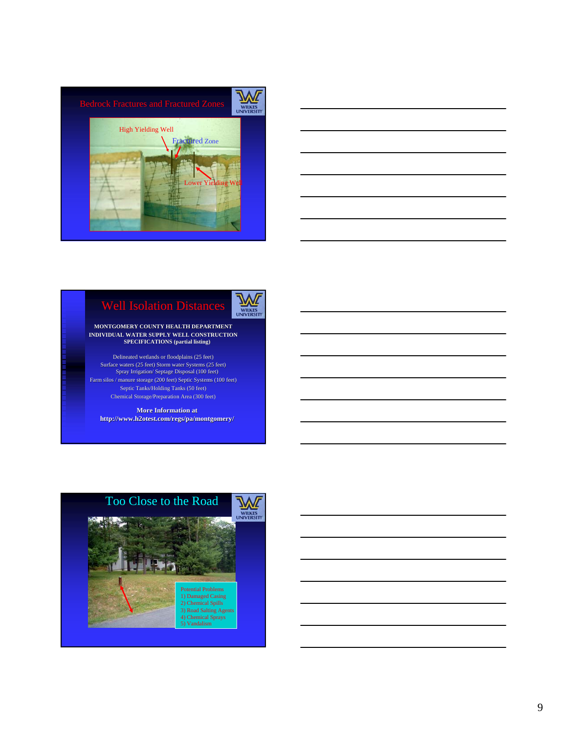## Bedrock Fractures and Fractured Zones

High Yielding Well

Fractured Zone

Lower Yielding Well

## Well Isolation Distances

**MONTGOMERY COUNTY HEALTH DEPARTMENT INDIVIDUAL WATER SUPPLY WELL CONSTRUCTION SPECIFICATIONS (partial listing)**

Delineated wetlands or floodplains (25 feet)
Surface waters (25 feet) Storm water Systems (25 feet)
Spray Irrigation/ Septage Disposal (100 feet)
Farm silos / manure storage (200 feet) Septic Systems (100 feet)
Septic Tanks/Holding Tanks (50 feet)
Chemical Storage/Preparation Area (300 feet)

**More Information at**
**http://www.h2otest.com/regs/pa/montgomery/**

## Too Close to the Road

Potential Problems
1) Damaged Casing
2) Chemical Spills
3) Road Salting Agents
4) Chemical Sprays
5) Vandalism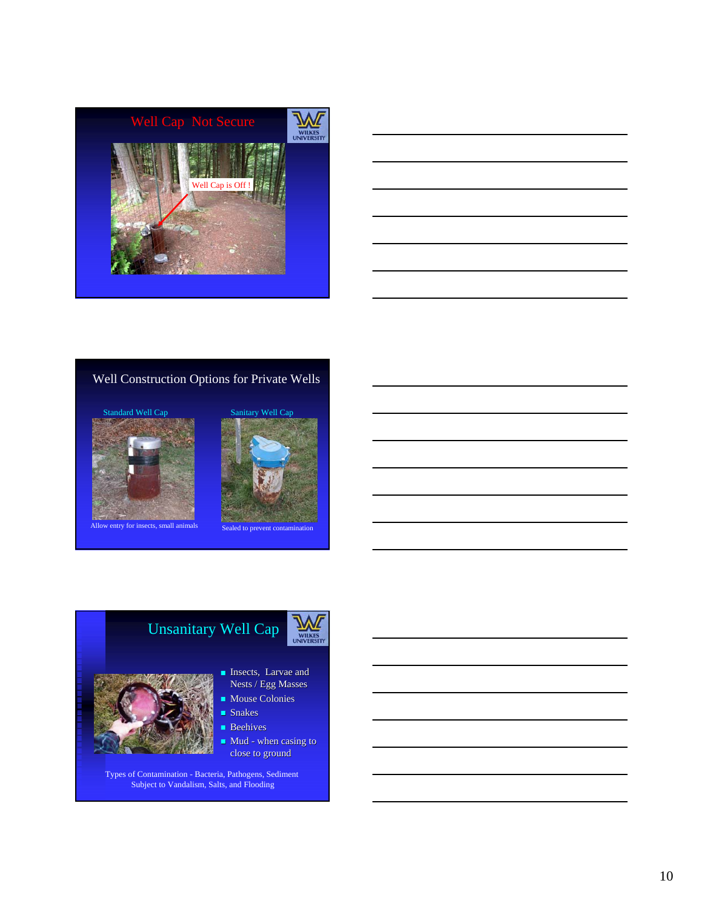## Well Cap Not Secure

Well Cap is Off !

## Well Construction Options for Private Wells

Standard Well Cap

Allow entry for insects, small animals

Sanitary Well Cap

Sealed to prevent contamination

## Unsanitary Well Cap

- Insects, Larvae and Nests / Egg Masses
- Mouse Colonies
- Snakes
- Beehives
- Mud - when casing to close to ground

Types of Contamination - Bacteria, Pathogens, Sediment
Subject to Vandalism, Salts, and Flooding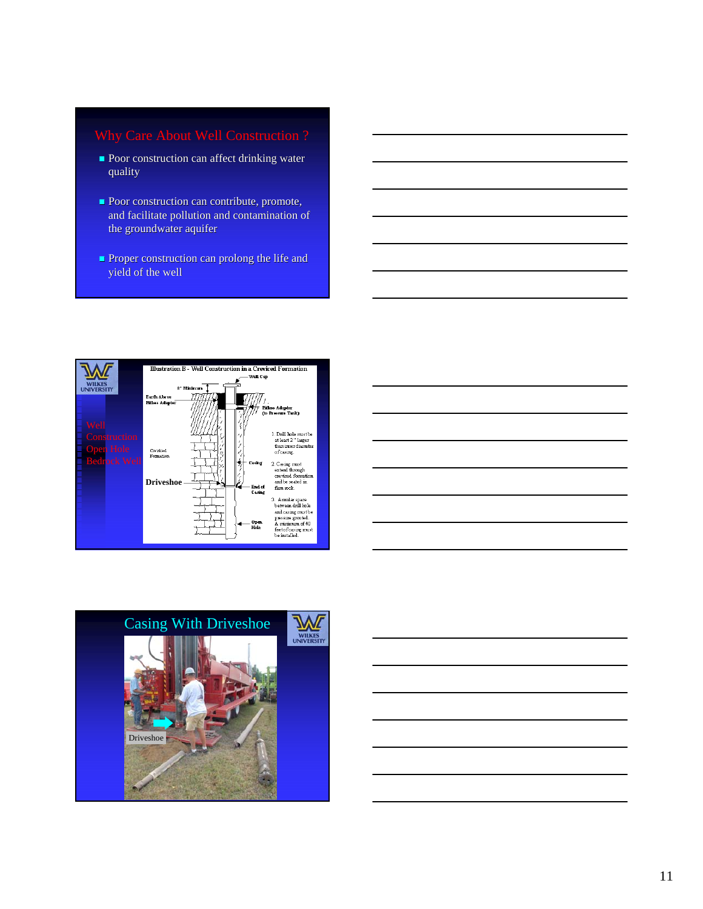## Why Care About Well Construction ?

- Poor construction can affect drinking water quality
- Poor construction can contribute, promote, and facilitate pollution and contamination of the groundwater aquifer
- Proper construction can prolong the life and yield of the well

---

Well Construction Open Hole Bedrock Well

Illustration B - Well Construction in a Creviced Formation

Well Cap

8" Minimum

Earth Above Pitless Adapter

Pitless Adapter (to Pressure Tank)

Creviced Formation

Casing

Driveshoe

End of Casing

Open Hole

1. Drill hole must be at least 2" larger than inner diameter of casing.

2. Casing must extend through creviced formation and be sealed in firm rock.

3. Annular space between drill hole and casing must be pressure grouted. A minimum of 40 feet of casing must be installed.

---

## Casing With Driveshoe

Driveshoe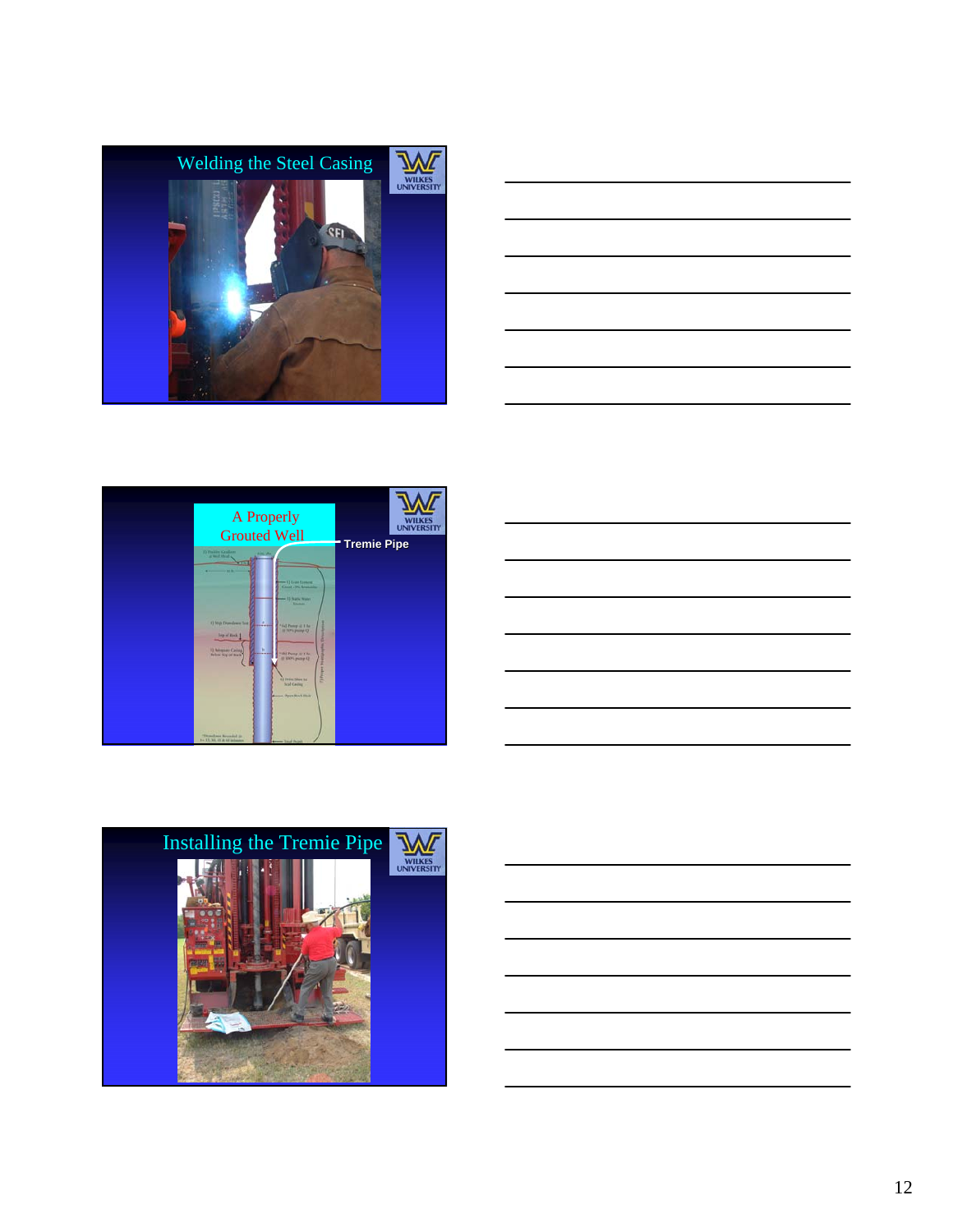## Welding the Steel Casing

## A Properly Grouted Well

Tremie Pipe

## Installing the Tremie Pipe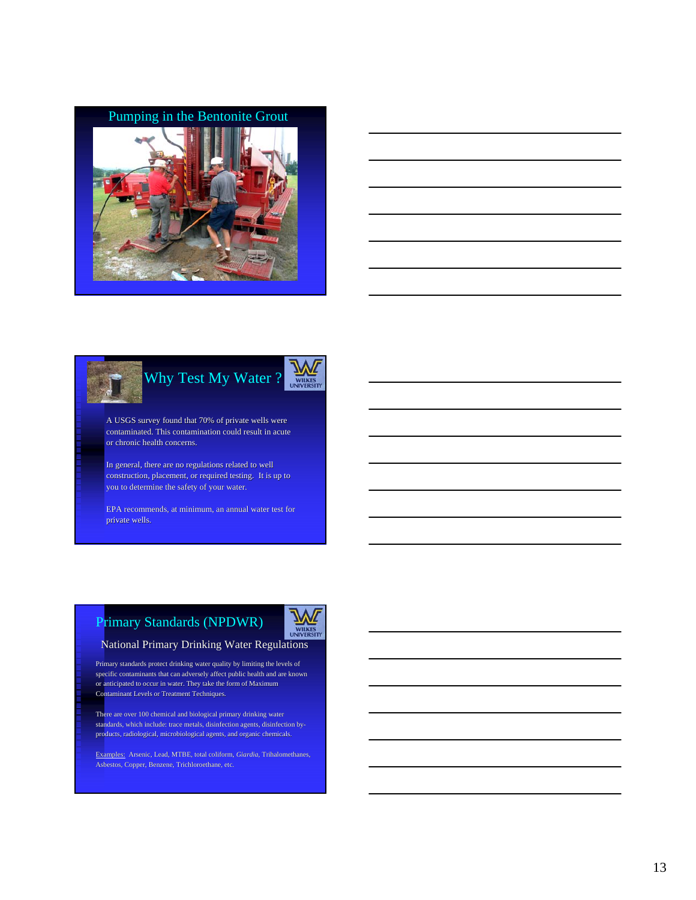## Pumping in the Bentonite Grout

## Why Test My Water ?

A USGS survey found that 70% of private wells were contaminated. This contamination could result in acute or chronic health concerns.

In general, there are no regulations related to well construction, placement, or required testing. It is up to you to determine the safety of your water.

EPA recommends, at minimum, an annual water test for private wells.

## Primary Standards (NPDWR)

### National Primary Drinking Water Regulations

Primary standards protect drinking water quality by limiting the levels of specific contaminants that can adversely affect public health and are known or anticipated to occur in water. They take the form of Maximum Contaminant Levels or Treatment Techniques.

There are over 100 chemical and biological primary drinking water standards, which include: trace metals, disinfection agents, disinfection by-products, radiological, microbiological agents, and organic chemicals.

Examples: Arsenic, Lead, MTBE, total coliform, *Giardia*, Trihalomethanes, Asbestos, Copper, Benzene, Trichloroethane, etc.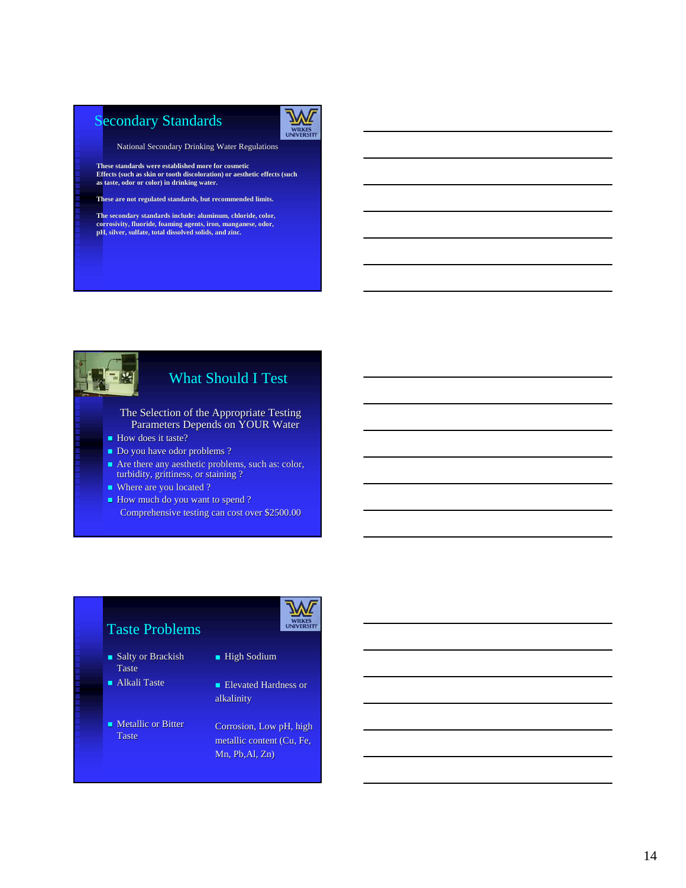## Secondary Standards

National Secondary Drinking Water Regulations

These standards were established more for cosmetic Effects (such as skin or tooth discoloration) or aesthetic effects (such as taste, odor or color) in drinking water.

These are not regulated standards, but recommended limits.

The secondary standards include: aluminum, chloride, color, corrosivity, fluoride, foaming agents, iron, manganese, odor, pH, silver, sulfate, total dissolved solids, and zinc.

## What Should I Test

The Selection of the Appropriate Testing Parameters Depends on YOUR Water

- How does it taste?
- Do you have odor problems ?
- Are there any aesthetic problems, such as: color, turbidity, grittiness, or staining ?
- Where are you located ?
- How much do you want to spend ?

Comprehensive testing can cost over $2500.00

## Taste Problems

- Salty or Brackish Taste — High Sodium
- Alkali Taste — Elevated Hardness or alkalinity
- Metallic or Bitter Taste — Corrosion, Low pH, high metallic content (Cu, Fe, Mn, Pb,Al, Zn)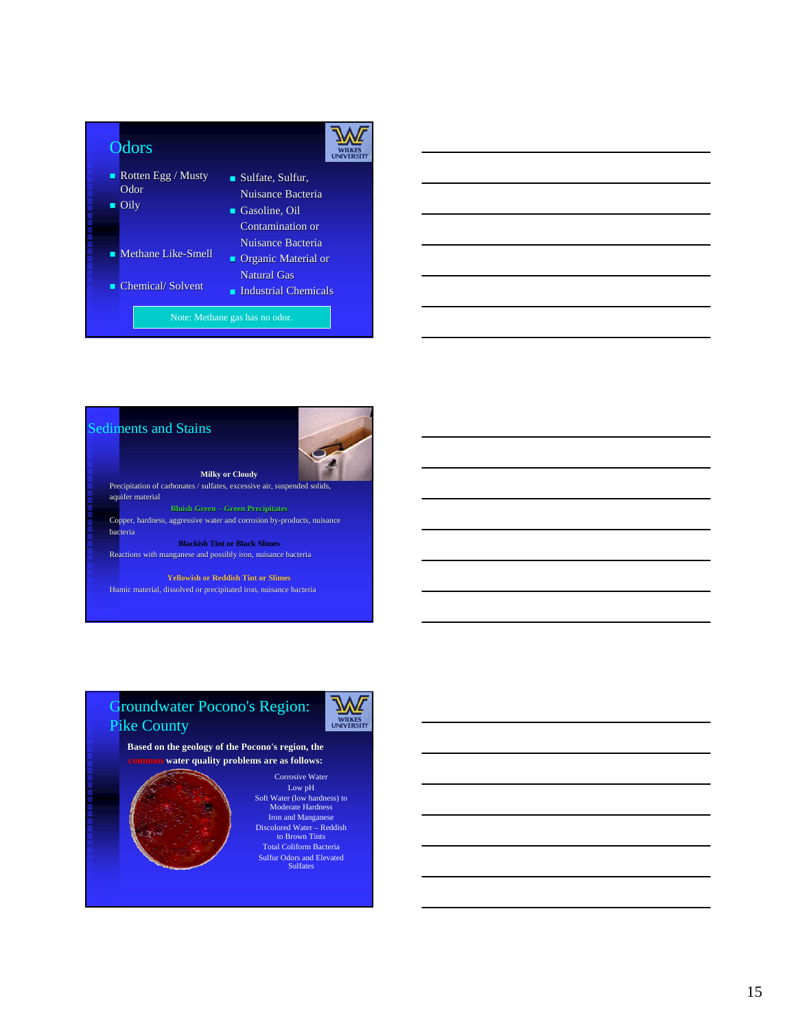## Odors

- Rotten Egg / Musty Odor
- Oily
- Methane Like-Smell
- Chemical/ Solvent

- Sulfate, Sulfur, Nuisance Bacteria
- Gasoline, Oil Contamination or Nuisance Bacteria
- Organic Material or Natural Gas
- Industrial Chemicals

Note: Methane gas has no odor.

## Sediments and Stains

**Milky or Cloudy**

Precipitation of carbonates / sulfates, excessive air, suspended solids, aquifer material

**Bluish Green – Green Precipitates**

Copper, hardness, aggressive water and corrosion by-products, nuisance bacteria

**Blackish Tint or Black Slimes**

Reactions with manganese and possibly iron, nuisance bacteria

**Yellowish or Reddish Tint or Slimes**

Humic material, dissolved or precipitated iron, nuisance bacteria

## Groundwater Pocono's Region: Pike County

**Based on the geology of the Pocono's region, the common water quality problems are as follows:**

Corrosive Water
Low pH
Soft Water (low hardness) to Moderate Hardness
Iron and Manganese
Discolored Water – Reddish to Brown Tints
Total Coliform Bacteria
Sulfur Odors and Elevated Sulfates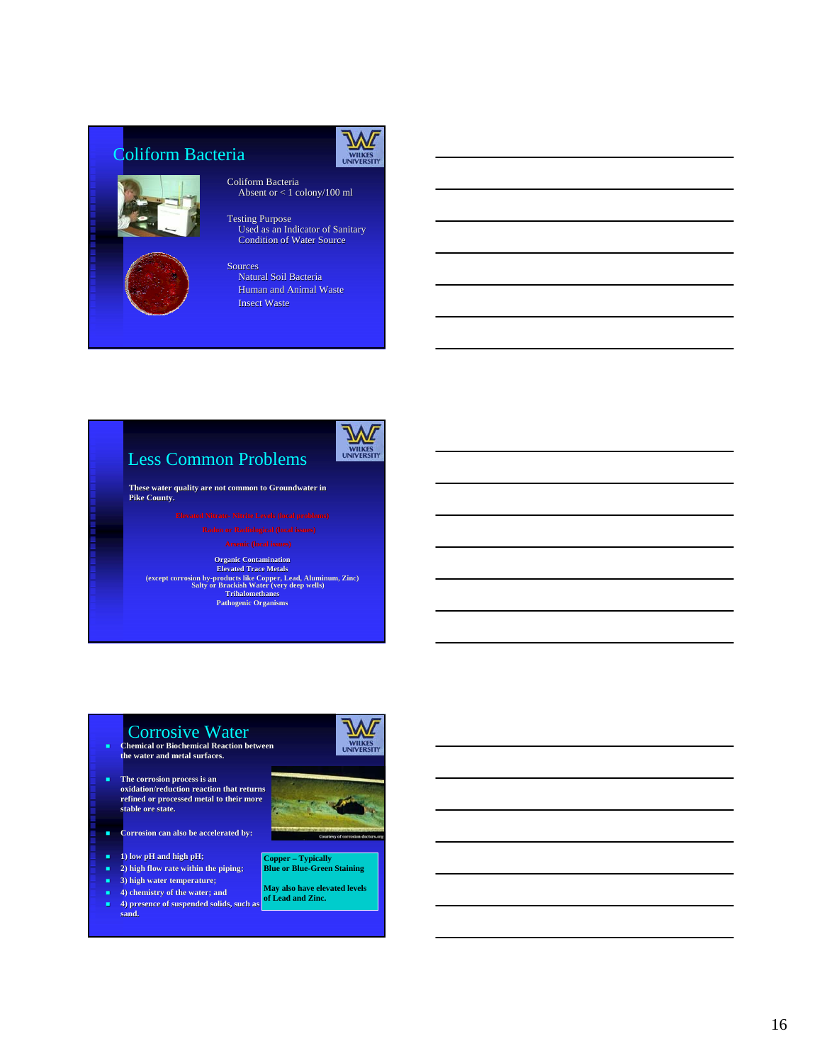## Coliform Bacteria

Coliform Bacteria
Absent or < 1 colony/100 ml

Testing Purpose
Used as an Indicator of Sanitary Condition of Water Source

Sources
Natural Soil Bacteria
Human and Animal Waste
Insect Waste

## Less Common Problems

**These water quality are not common to Groundwater in Pike County.**

Elevated Nitrate- Nitrite Levels (local problems)
Radon or Radiological (local issues)
Arsenic (local issues)

**Organic Contamination**
**Elevated Trace Metals**
**(except corrosion by-products like Copper, Lead, Aluminum, Zinc)**
**Salty or Brackish Water (very deep wells)**
**Trihalomethanes**
**Pathogenic Organisms**

## Corrosive Water

- **Chemical or Biochemical Reaction between the water and metal surfaces.**
- **The corrosion process is an oxidation/reduction reaction that returns refined or processed metal to their more stable ore state.**
- **Corrosion can also be accelerated by:**
- **1) low pH and high pH;**
- **2) high flow rate within the piping;**
- **3) high water temperature;**
- **4) chemistry of the water; and**
- **4) presence of suspended solids, such as sand.**

Courtesy of corrosion-doctors.org

**Copper – Typically Blue or Blue-Green Staining**

**May also have elevated levels of Lead and Zinc.**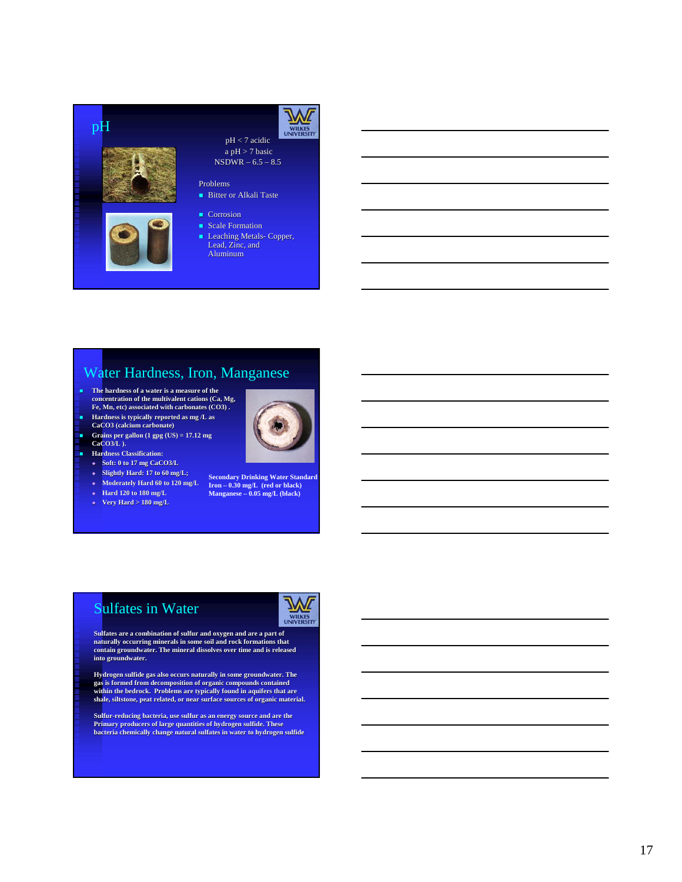## pH

pH < 7 acidic
a pH > 7 basic
NSDWR – 6.5 – 8.5

Problems

- Bitter or Alkali Taste
- Corrosion
- Scale Formation
- Leaching Metals- Copper, Lead, Zinc, and Aluminum

## Water Hardness, Iron, Manganese

- **The hardness of a water is a measure of the concentration of the multivalent cations (Ca, Mg, Fe, Mn, etc) associated with carbonates (CO3) .**
- **Hardness is typically reported as mg /L as CaCO3 (calcium carbonate)**
- **Grains per gallon (1 gpg (US) = 17.12 mg CaCO3/L ).**
- **Hardness Classification:**
  - **Soft: 0 to 17 mg CaCO3/L**
  - **Slightly Hard: 17 to 60 mg/L;**
  - **Moderately Hard 60 to 120 mg/L**
  - **Hard 120 to 180 mg/L**
  - **Very Hard > 180 mg/L**

**Secondary Drinking Water Standard**
**Iron – 0.30 mg/L (red or black)**
**Manganese – 0.05 mg/L (black)**

## Sulfates in Water

**Sulfates are a combination of sulfur and oxygen and are a part of naturally occurring minerals in some soil and rock formations that contain groundwater. The mineral dissolves over time and is released into groundwater.**

**Hydrogen sulfide gas also occurs naturally in some groundwater. The gas is formed from decomposition of organic compounds contained within the bedrock. Problems are typically found in aquifers that are shale, siltstone, peat related, or near surface sources of organic material.**

**Sulfur-reducing bacteria, use sulfur as an energy source and are the Primary producers of large quantities of hydrogen sulfide. These bacteria chemically change natural sulfates in water to hydrogen sulfide**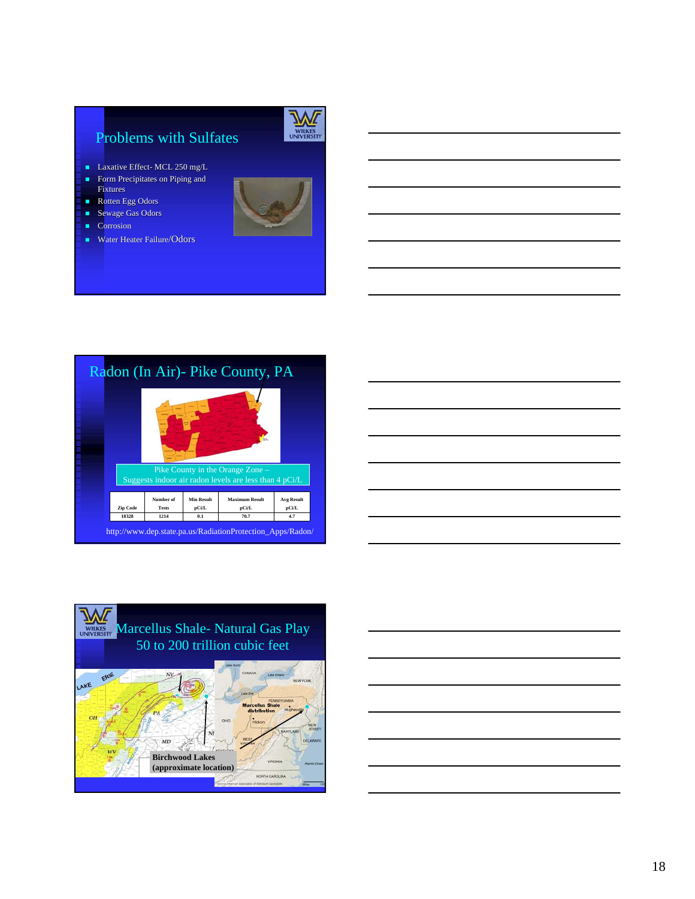## Problems with Sulfates

- Laxative Effect- MCL 250 mg/L
- Form Precipitates on Piping and Fixtures
- Rotten Egg Odors
- Sewage Gas Odors
- Corrosion
- Water Heater Failure/Odors

## Radon (In Air)- Pike County, PA

Pike County in the Orange Zone – Suggests indoor air radon levels are less than 4 pCi/L

| Zip Code | Number of Tests | Min Result pCi/L | Maximum Result pCi/L | Avg Result pCi/L |
|---|---|---|---|---|
| 18328 | 1214 | 0.1 | 70.7 | 4.7 |

http://www.dep.state.pa.us/RadiationProtection_Apps/Radon/

## Marcellus Shale- Natural Gas Play 50 to 200 trillion cubic feet

Birchwood Lakes (approximate location)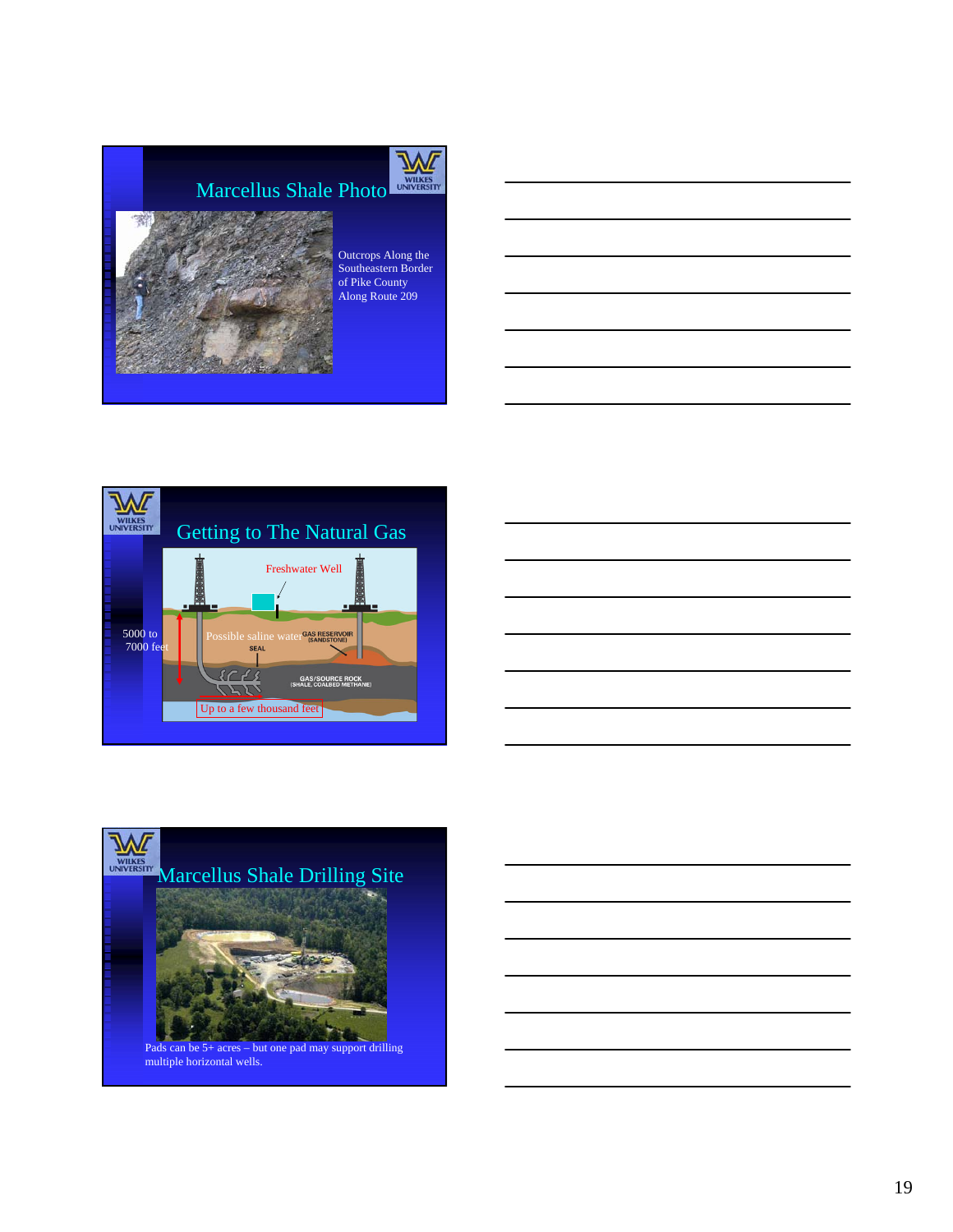## Marcellus Shale Photo

Outcrops Along the Southeastern Border of Pike County Along Route 209

## Getting to The Natural Gas

Freshwater Well

5000 to 7000 feet

Possible saline water

GAS RESERVOIR (SANDSTONE)

SEAL

GAS/SOURCE ROCK (SHALE, COALBED METHANE)

Up to a few thousand feet

## Marcellus Shale Drilling Site

Pads can be 5+ acres – but one pad may support drilling multiple horizontal wells.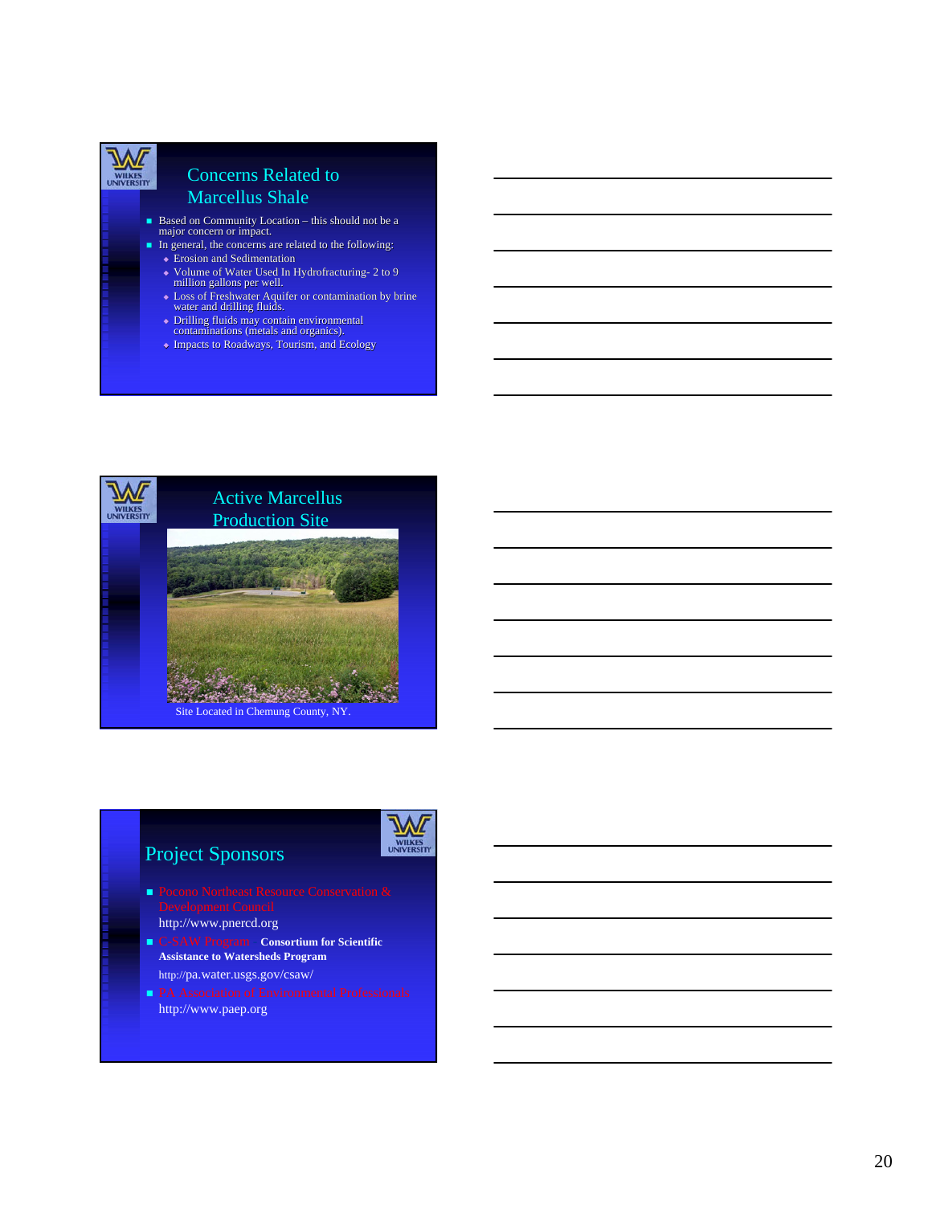## Concerns Related to Marcellus Shale

- Based on Community Location – this should not be a major concern or impact.
- In general, the concerns are related to the following:
  - Erosion and Sedimentation
  - Volume of Water Used In Hydrofracturing- 2 to 9 million gallons per well.
  - Loss of Freshwater Aquifer or contamination by brine water and drilling fluids.
  - Drilling fluids may contain environmental contaminations (metals and organics).
  - Impacts to Roadways, Tourism, and Ecology

## Active Marcellus Production Site

Site Located in Chemung County, NY.

## Project Sponsors

- Pocono Northeast Resource Conservation & Development Council
  http://www.pnercd.org
- C-SAW Program **Consortium for Scientific Assistance to Watersheds Program**
  http://pa.water.usgs.gov/csaw/
- PA Association of Environmental Professionals
  http://www.paep.org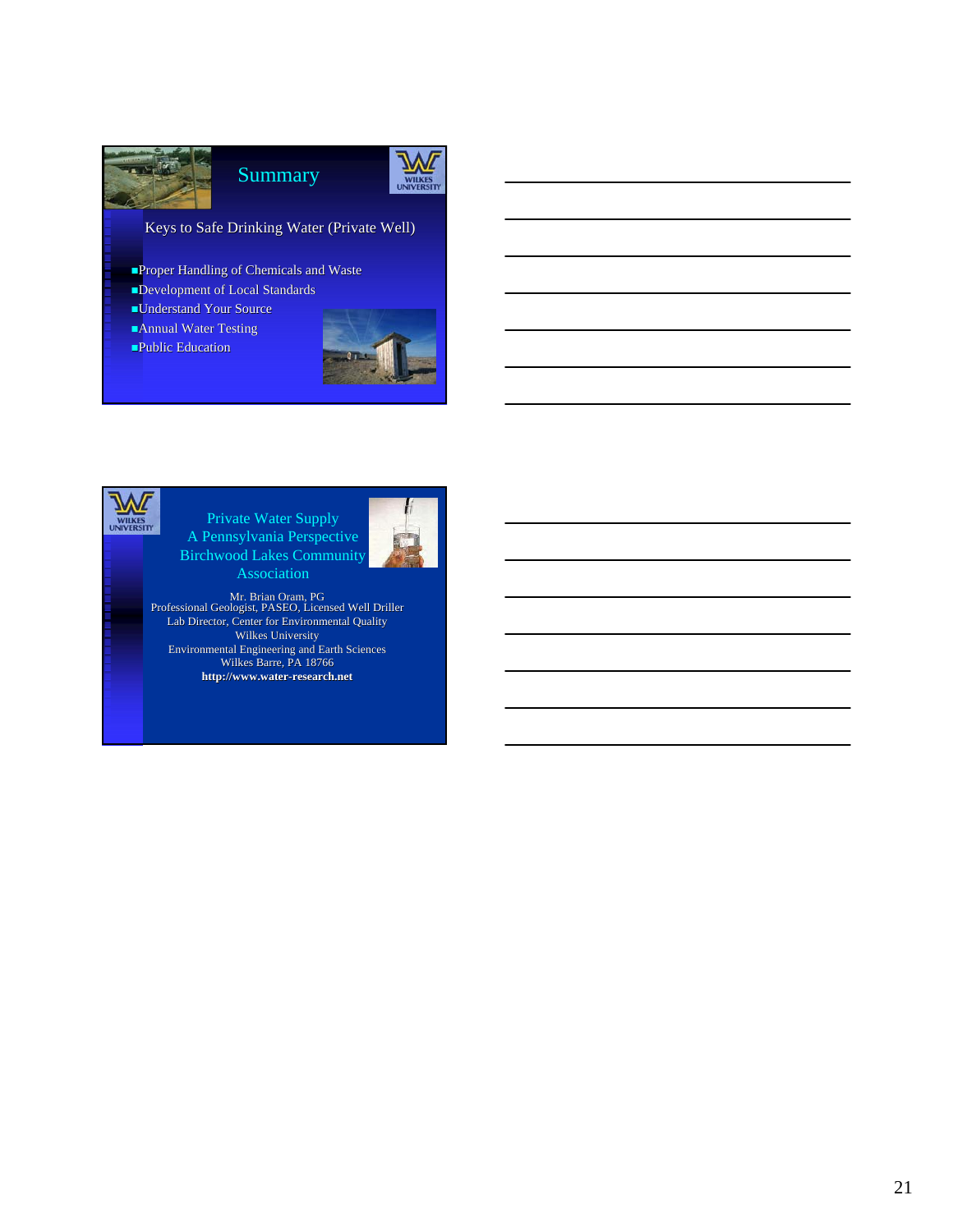## Summary

Keys to Safe Drinking Water (Private Well)

- Proper Handling of Chemicals and Waste
- Development of Local Standards
- Understand Your Source
- Annual Water Testing
- Public Education

## Private Water Supply A Pennsylvania Perspective Birchwood Lakes Community Association

Mr. Brian Oram, PG
Professional Geologist, PASEO, Licensed Well Driller
Lab Director, Center for Environmental Quality
Wilkes University
Environmental Engineering and Earth Sciences
Wilkes Barre, PA 18766
**http://www.water-research.net**